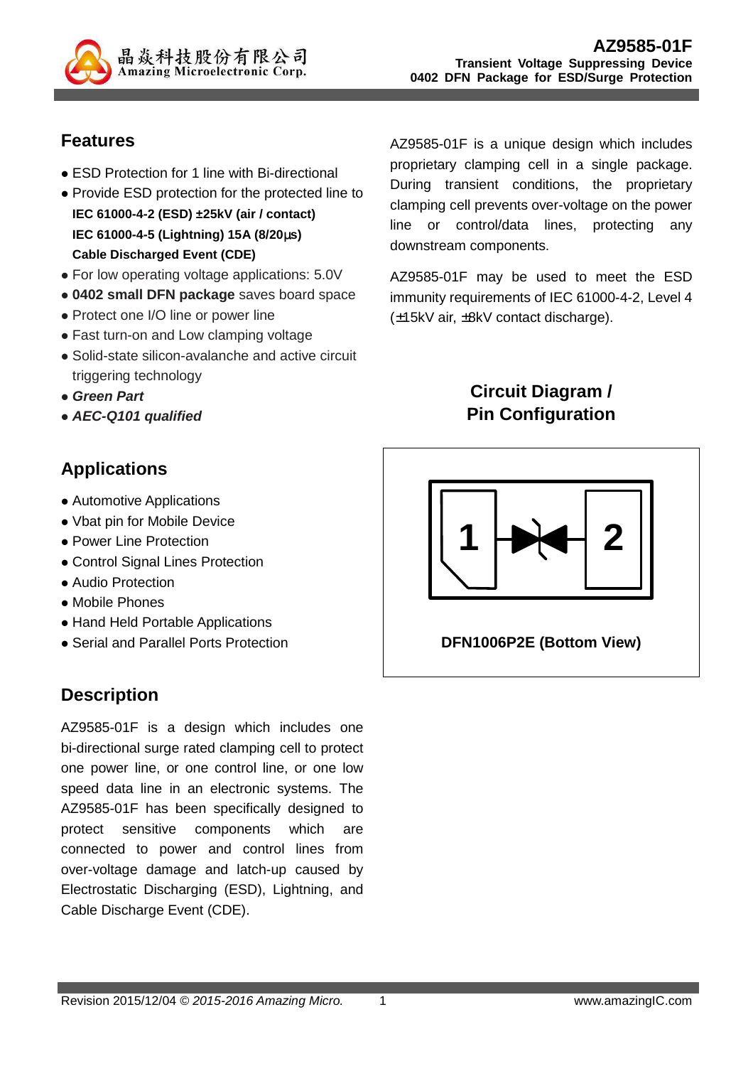# AZ9585-01F

**Transient Voltage Suppressing Device**
**0402 DFN Package for ESD/Surge Protection**

## Features

- ESD Protection for 1 line with Bi-directional
- Provide ESD protection for the protected line to
  **IEC 61000-4-2 (ESD) ±25kV (air / contact)**
  **IEC 61000-4-5 (Lightning) 15A (8/20μs)**
  **Cable Discharged Event (CDE)**
- For low operating voltage applications: 5.0V
- **0402 small DFN package** saves board space
- Protect one I/O line or power line
- Fast turn-on and Low clamping voltage
- Solid-state silicon-avalanche and active circuit triggering technology
- ***Green Part***
- ***AEC-Q101 qualified***

## Applications

- Automotive Applications
- Vbat pin for Mobile Device
- Power Line Protection
- Control Signal Lines Protection
- Audio Protection
- Mobile Phones
- Hand Held Portable Applications
- Serial and Parallel Ports Protection

## Description

AZ9585-01F is a design which includes one bi-directional surge rated clamping cell to protect one power line, or one control line, or one low speed data line in an electronic systems. The AZ9585-01F has been specifically designed to protect sensitive components which are connected to power and control lines from over-voltage damage and latch-up caused by Electrostatic Discharging (ESD), Lightning, and Cable Discharge Event (CDE).

AZ9585-01F is a unique design which includes proprietary clamping cell in a single package. During transient conditions, the proprietary clamping cell prevents over-voltage on the power line or control/data lines, protecting any downstream components.

AZ9585-01F may be used to meet the ESD immunity requirements of IEC 61000-4-2, Level 4 (±15kV air, ±8kV contact discharge).

## Circuit Diagram / Pin Configuration

1 2

**DFN1006P2E (Bottom View)**

Revision 2015/12/04 © *2015-2016 Amazing Micro.* www.amazingIC.com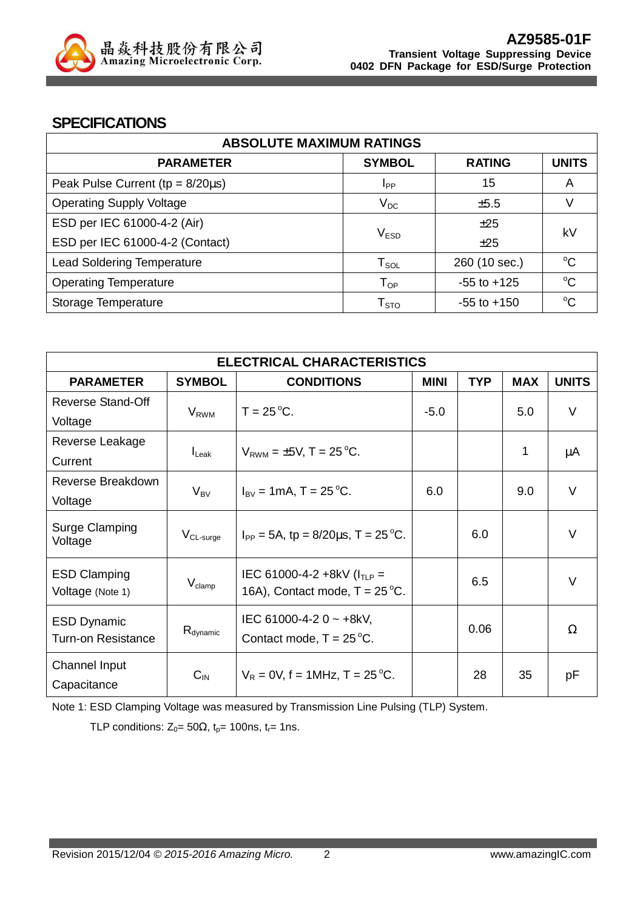## SPECIFICATIONS

| ABSOLUTE MAXIMUM RATINGS | | | |
|---|---|---|---|
| **PARAMETER** | **SYMBOL** | **RATING** | **UNITS** |
| Peak Pulse Current (tp = 8/20μs) | $I_{PP}$ | 15 | A |
| Operating Supply Voltage | $V_{DC}$ | ±5.5 | V |
| ESD per IEC 61000-4-2 (Air)<br>ESD per IEC 61000-4-2 (Contact) | $V_{ESD}$ | ±25<br>±25 | kV |
| Lead Soldering Temperature | $T_{SOL}$ | 260 (10 sec.) | °C |
| Operating Temperature | $T_{OP}$ | -55 to +125 | °C |
| Storage Temperature | $T_{STO}$ | -55 to +150 | °C |

| ELECTRICAL CHARACTERISTICS | | | | | | |
|---|---|---|---|---|---|---|
| **PARAMETER** | **SYMBOL** | **CONDITIONS** | **MINI** | **TYP** | **MAX** | **UNITS** |
| Reverse Stand-Off Voltage | $V_{RWM}$ | T = 25 °C. | -5.0 | | 5.0 | V |
| Reverse Leakage Current | $I_{Leak}$ | $V_{RWM}$ = ±5V, T = 25 °C. | | | 1 | μA |
| Reverse Breakdown Voltage | $V_{BV}$ | $I_{BV}$ = 1mA, T = 25 °C. | 6.0 | | 9.0 | V |
| Surge Clamping Voltage | $V_{CL\text{-}surge}$ | $I_{PP}$ = 5A, tp = 8/20μs, T = 25 °C. | | 6.0 | | V |
| ESD Clamping Voltage (Note 1) | $V_{clamp}$ | IEC 61000-4-2 +8kV ($I_{TLP}$ = 16A), Contact mode, T = 25 °C. | | 6.5 | | V |
| ESD Dynamic Turn-on Resistance | $R_{dynamic}$ | IEC 61000-4-2 0 ~ +8kV, Contact mode, T = 25 °C. | | 0.06 | | Ω |
| Channel Input Capacitance | $C_{IN}$ | $V_R$ = 0V, f = 1MHz, T = 25 °C. | | 28 | 35 | pF |

Note 1: ESD Clamping Voltage was measured by Transmission Line Pulsing (TLP) System.

TLP conditions: $Z_0$= 50Ω, $t_p$= 100ns, $t_r$= 1ns.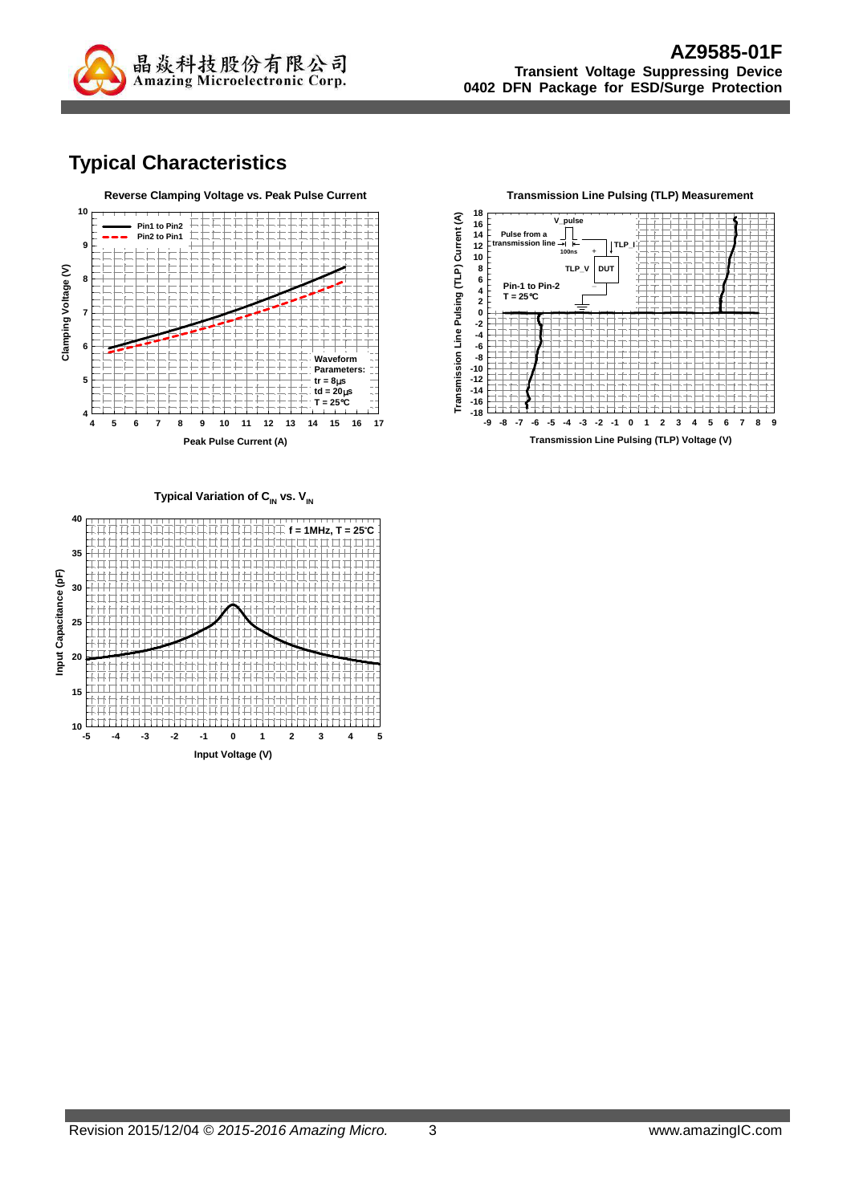## Typical Characteristics

**Reverse Clamping Voltage vs. Peak Pulse Current**

Clamping Voltage (V) vs. Peak Pulse Current (A)

- Pin1 to Pin2
- Pin2 to Pin1

Waveform Parameters:
tr = 8μs
td = 20μs
T = 25°C

**Transmission Line Pulsing (TLP) Measurement**

Transmission Line Pulsing (TLP) Current (A) vs. Transmission Line Pulsing (TLP) Voltage (V)

V_pulse
Pulse from a transmission line
100ns
TLP_I
TLP_V
DUT
Pin-1 to Pin-2
T = 25°C

**Typical Variation of $C_{IN}$ vs. $V_{IN}$**

Input Capacitance (pF) vs. Input Voltage (V)

f = 1MHz, T = 25°C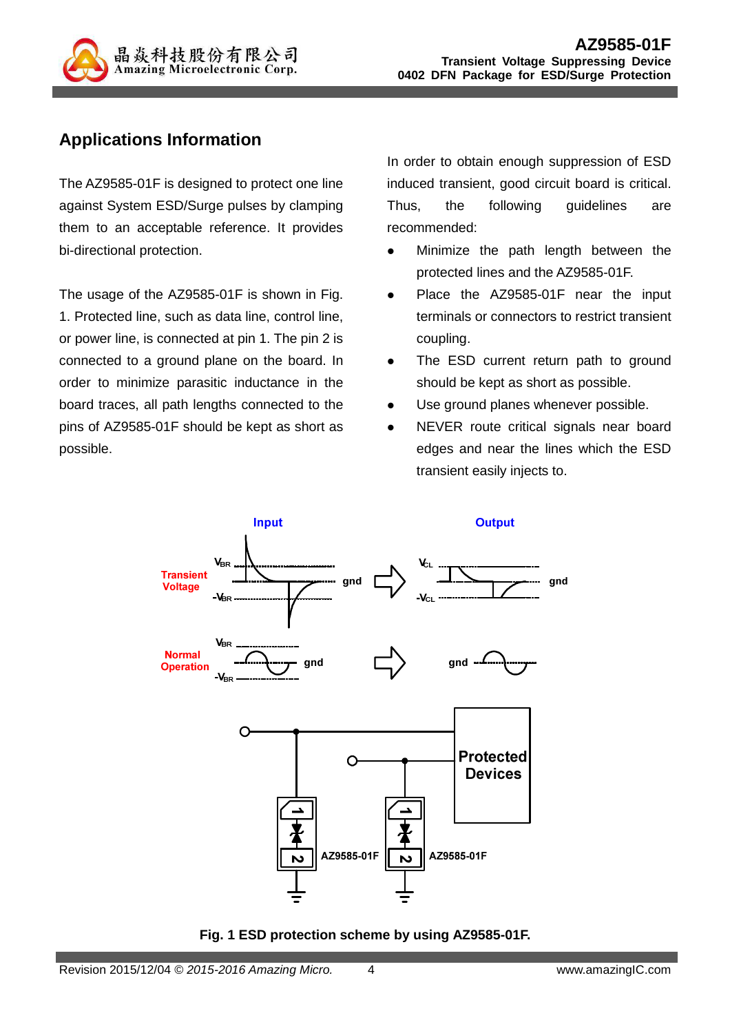## Applications Information

The AZ9585-01F is designed to protect one line against System ESD/Surge pulses by clamping them to an acceptable reference. It provides bi-directional protection.

The usage of the AZ9585-01F is shown in Fig. 1. Protected line, such as data line, control line, or power line, is connected at pin 1. The pin 2 is connected to a ground plane on the board. In order to minimize parasitic inductance in the board traces, all path lengths connected to the pins of AZ9585-01F should be kept as short as possible.

In order to obtain enough suppression of ESD induced transient, good circuit board is critical. Thus, the following guidelines are recommended:

- Minimize the path length between the protected lines and the AZ9585-01F.
- Place the AZ9585-01F near the input terminals or connectors to restrict transient coupling.
- The ESD current return path to ground should be kept as short as possible.
- Use ground planes whenever possible.
- NEVER route critical signals near board edges and near the lines which the ESD transient easily injects to.

**Fig. 1 ESD protection scheme by using AZ9585-01F.**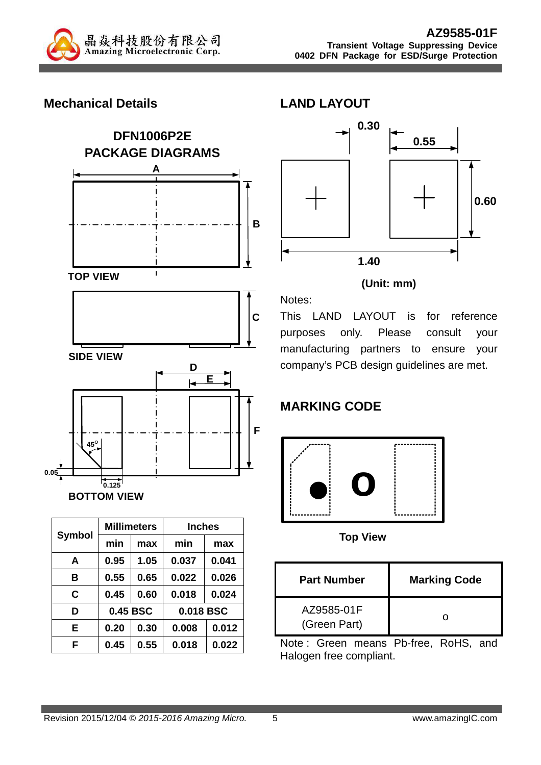## Mechanical Details

### DFN1006P2E PACKAGE DIAGRAMS

TOP VIEW

SIDE VIEW

BOTTOM VIEW

| Symbol | Millimeters | | Inches | |
|---|---|---|---|---|
| | min | max | min | max |
| A | 0.95 | 1.05 | 0.037 | 0.041 |
| B | 0.55 | 0.65 | 0.022 | 0.026 |
| C | 0.45 | 0.60 | 0.018 | 0.024 |
| D | 0.45 BSC | | 0.018 BSC | |
| E | 0.20 | 0.30 | 0.008 | 0.012 |
| F | 0.45 | 0.55 | 0.018 | 0.022 |

## LAND LAYOUT

(Unit: mm)

Notes:

This LAND LAYOUT is for reference purposes only. Please consult your manufacturing partners to ensure your company's PCB design guidelines are met.

## MARKING CODE

Top View

| Part Number | Marking Code |
|---|---|
| AZ9585-01F (Green Part) | o |

Note : Green means Pb-free, RoHS, and Halogen free compliant.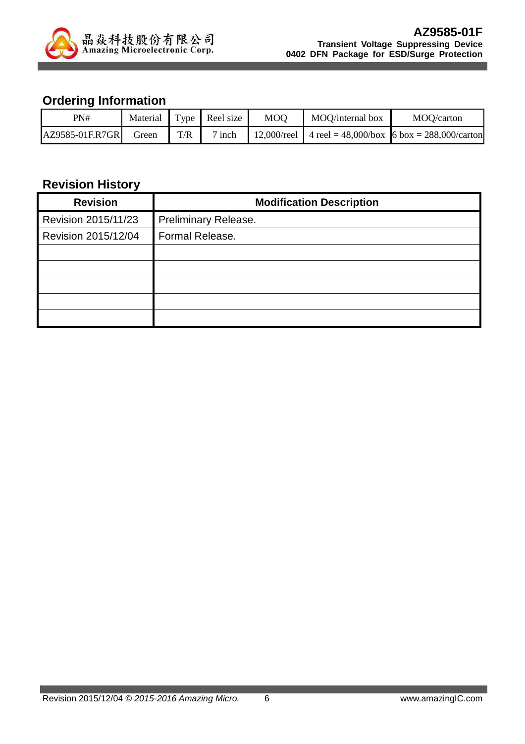## Ordering Information

| PN# | Material | Type | Reel size | MOQ | MOQ/internal box | MOQ/carton |
|---|---|---|---|---|---|---|
| AZ9585-01F.R7GR | Green | T/R | 7 inch | 12,000/reel | 4 reel = 48,000/box | 6 box = 288,000/carton |

## Revision History

| Revision | Modification Description |
|---|---|
| Revision 2015/11/23 | Preliminary Release. |
| Revision 2015/12/04 | Formal Release. |
| | |
| | |
| | |
| | |
| | |